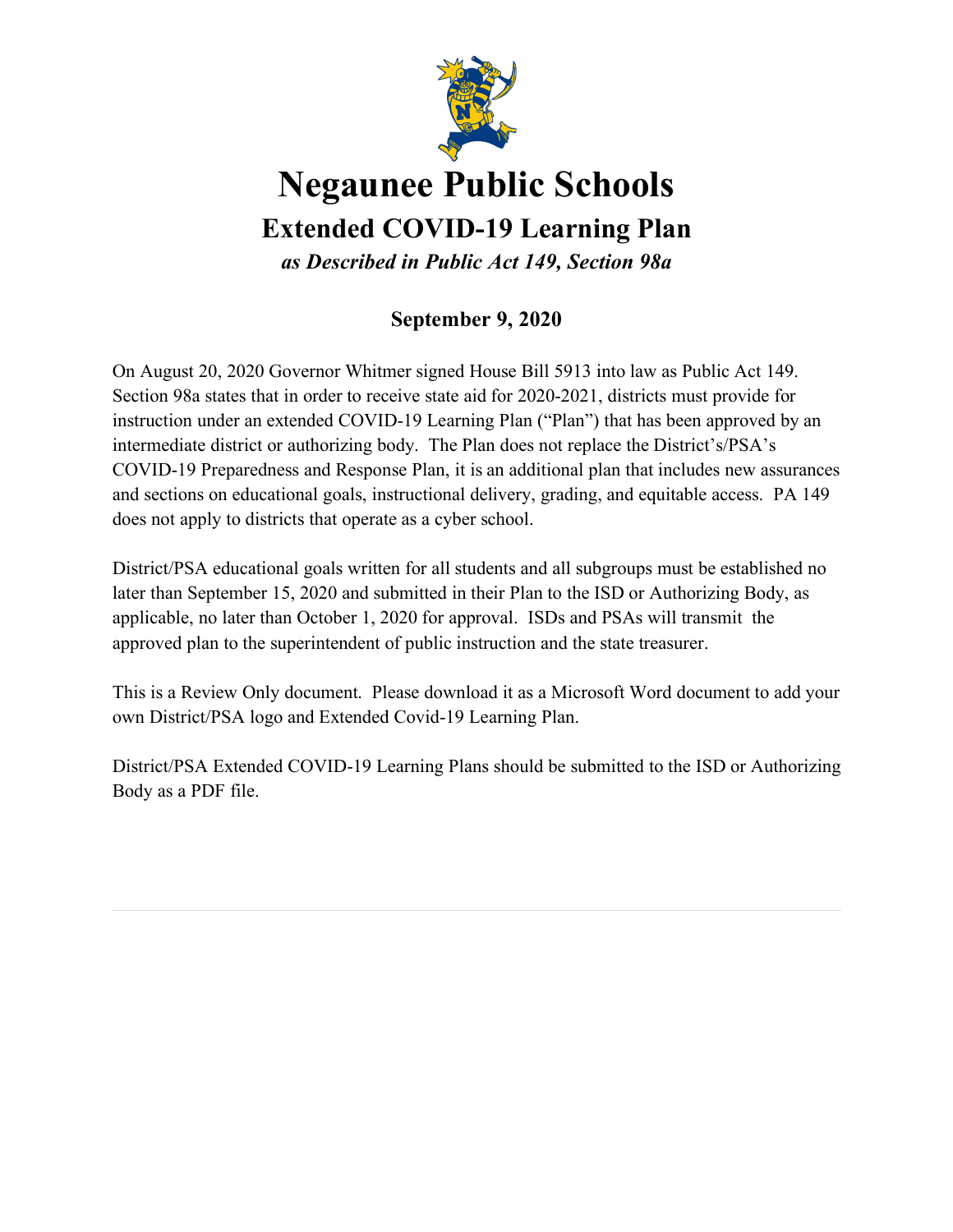# Negaunee Public Schools

## Extended COVID-19 Learning Plan

***as Described in Public Act 149, Section 98a***

**September 9, 2020**

On August 20, 2020 Governor Whitmer signed House Bill 5913 into law as Public Act 149. Section 98a states that in order to receive state aid for 2020-2021, districts must provide for instruction under an extended COVID-19 Learning Plan ("Plan") that has been approved by an intermediate district or authorizing body. The Plan does not replace the District's/PSA's COVID-19 Preparedness and Response Plan, it is an additional plan that includes new assurances and sections on educational goals, instructional delivery, grading, and equitable access. PA 149 does not apply to districts that operate as a cyber school.

District/PSA educational goals written for all students and all subgroups must be established no later than September 15, 2020 and submitted in their Plan to the ISD or Authorizing Body, as applicable, no later than October 1, 2020 for approval. ISDs and PSAs will transmit the approved plan to the superintendent of public instruction and the state treasurer.

This is a Review Only document. Please download it as a Microsoft Word document to add your own District/PSA logo and Extended Covid-19 Learning Plan.

District/PSA Extended COVID-19 Learning Plans should be submitted to the ISD or Authorizing Body as a PDF file.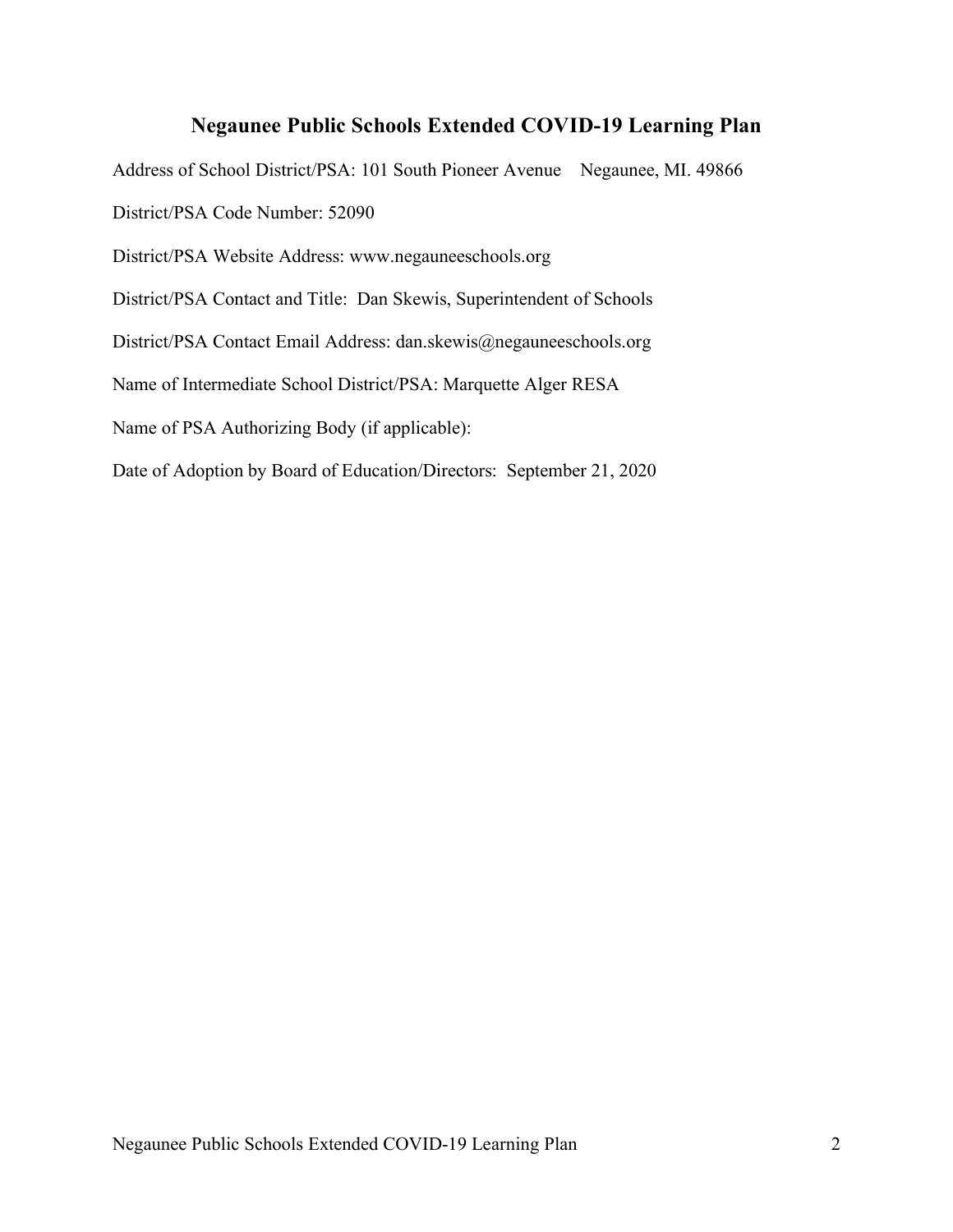# Negaunee Public Schools Extended COVID-19 Learning Plan

Address of School District/PSA: 101 South Pioneer Avenue    Negaunee, MI. 49866

District/PSA Code Number: 52090

District/PSA Website Address: www.negauneeschools.org

District/PSA Contact and Title: Dan Skewis, Superintendent of Schools

District/PSA Contact Email Address: dan.skewis@negauneeschools.org

Name of Intermediate School District/PSA: Marquette Alger RESA

Name of PSA Authorizing Body (if applicable):

Date of Adoption by Board of Education/Directors: September 21, 2020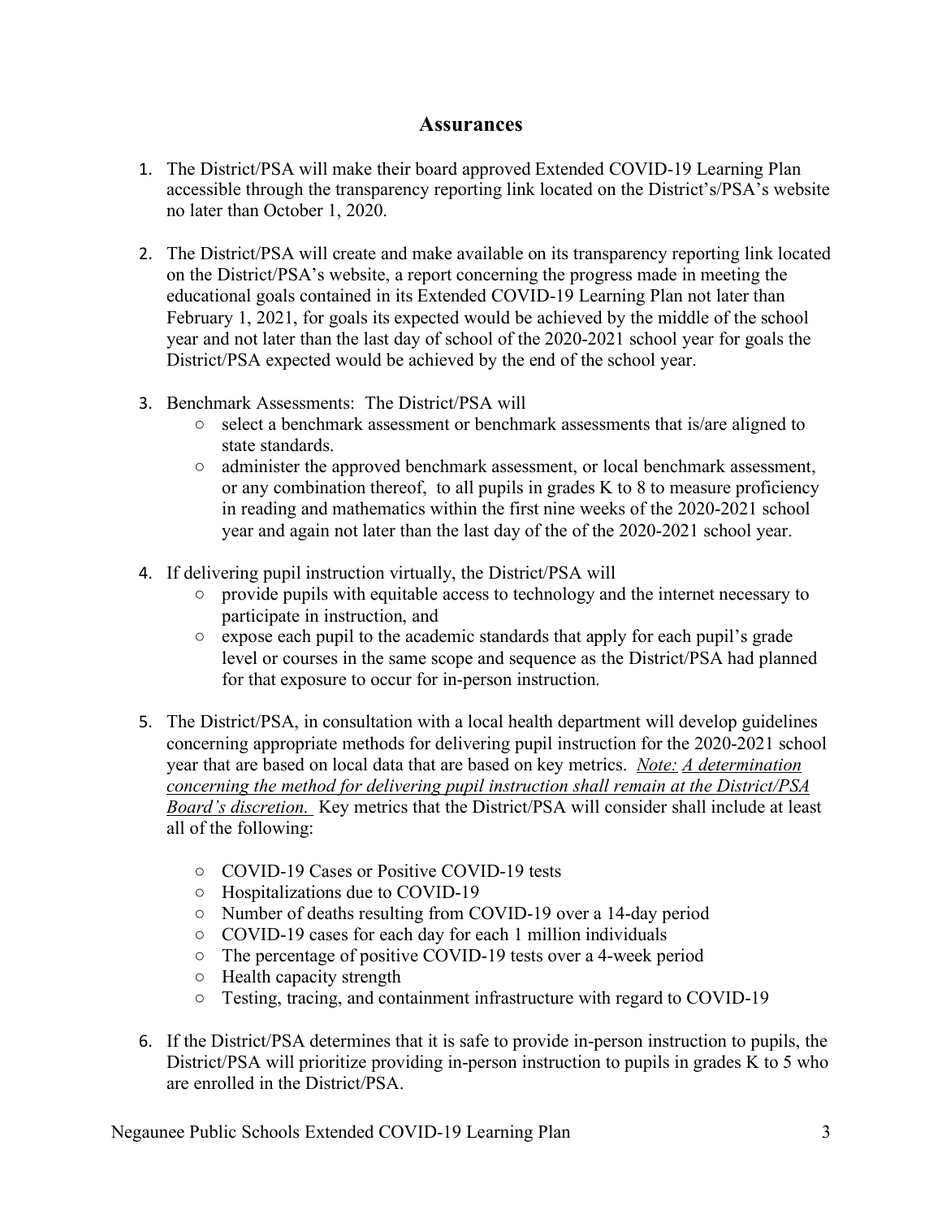## Assurances

1. The District/PSA will make their board approved Extended COVID-19 Learning Plan accessible through the transparency reporting link located on the District's/PSA's website no later than October 1, 2020.

2. The District/PSA will create and make available on its transparency reporting link located on the District/PSA's website, a report concerning the progress made in meeting the educational goals contained in its Extended COVID-19 Learning Plan not later than February 1, 2021, for goals its expected would be achieved by the middle of the school year and not later than the last day of school of the 2020-2021 school year for goals the District/PSA expected would be achieved by the end of the school year.

3. Benchmark Assessments: The District/PSA will
   - select a benchmark assessment or benchmark assessments that is/are aligned to state standards.
   - administer the approved benchmark assessment, or local benchmark assessment, or any combination thereof, to all pupils in grades K to 8 to measure proficiency in reading and mathematics within the first nine weeks of the 2020-2021 school year and again not later than the last day of the of the 2020-2021 school year.

4. If delivering pupil instruction virtually, the District/PSA will
   - provide pupils with equitable access to technology and the internet necessary to participate in instruction, and
   - expose each pupil to the academic standards that apply for each pupil's grade level or courses in the same scope and sequence as the District/PSA had planned for that exposure to occur for in-person instruction.

5. The District/PSA, in consultation with a local health department will develop guidelines concerning appropriate methods for delivering pupil instruction for the 2020-2021 school year that are based on local data that are based on key metrics. *Note: A determination concerning the method for delivering pupil instruction shall remain at the District/PSA Board's discretion.* Key metrics that the District/PSA will consider shall include at least all of the following:

   - COVID-19 Cases or Positive COVID-19 tests
   - Hospitalizations due to COVID-19
   - Number of deaths resulting from COVID-19 over a 14-day period
   - COVID-19 cases for each day for each 1 million individuals
   - The percentage of positive COVID-19 tests over a 4-week period
   - Health capacity strength
   - Testing, tracing, and containment infrastructure with regard to COVID-19

6. If the District/PSA determines that it is safe to provide in-person instruction to pupils, the District/PSA will prioritize providing in-person instruction to pupils in grades K to 5 who are enrolled in the District/PSA.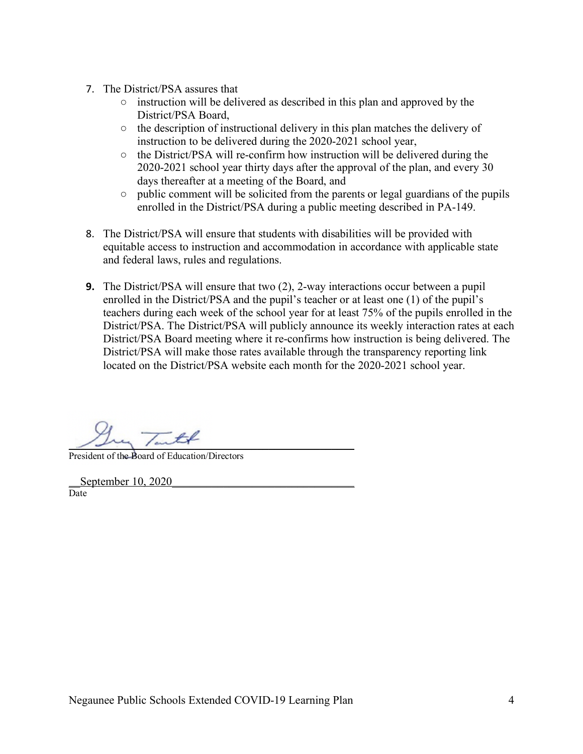7. The District/PSA assures that
   - instruction will be delivered as described in this plan and approved by the District/PSA Board,
   - the description of instructional delivery in this plan matches the delivery of instruction to be delivered during the 2020-2021 school year,
   - the District/PSA will re-confirm how instruction will be delivered during the 2020-2021 school year thirty days after the approval of the plan, and every 30 days thereafter at a meeting of the Board, and
   - public comment will be solicited from the parents or legal guardians of the pupils enrolled in the District/PSA during a public meeting described in PA-149.

8. The District/PSA will ensure that students with disabilities will be provided with equitable access to instruction and accommodation in accordance with applicable state and federal laws, rules and regulations.

9. The District/PSA will ensure that two (2), 2-way interactions occur between a pupil enrolled in the District/PSA and the pupil's teacher or at least one (1) of the pupil's teachers during each week of the school year for at least 75% of the pupils enrolled in the District/PSA. The District/PSA will publicly announce its weekly interaction rates at each District/PSA Board meeting where it re-confirms how instruction is being delivered. The District/PSA will make those rates available through the transparency reporting link located on the District/PSA website each month for the 2020-2021 school year.

Greg Tuttle

President of the Board of Education/Directors

September 10, 2020

Date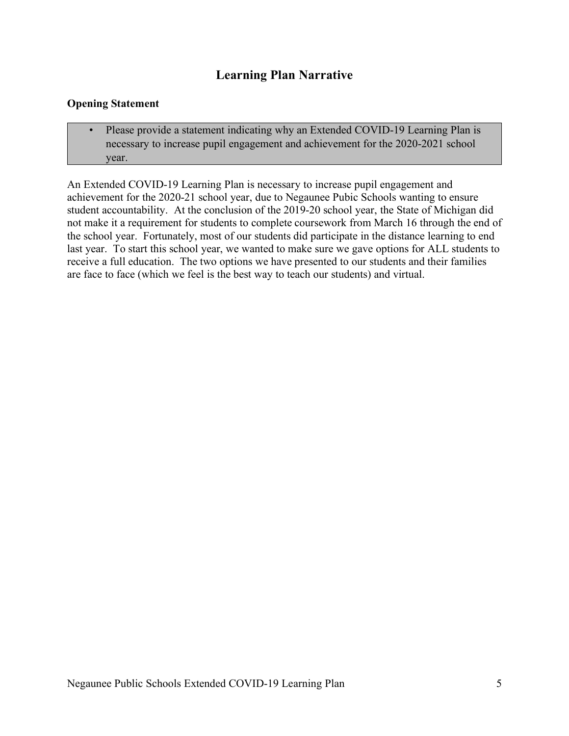# Learning Plan Narrative

**Opening Statement**

- Please provide a statement indicating why an Extended COVID-19 Learning Plan is necessary to increase pupil engagement and achievement for the 2020-2021 school year.

An Extended COVID-19 Learning Plan is necessary to increase pupil engagement and achievement for the 2020-21 school year, due to Negaunee Pubic Schools wanting to ensure student accountability. At the conclusion of the 2019-20 school year, the State of Michigan did not make it a requirement for students to complete coursework from March 16 through the end of the school year. Fortunately, most of our students did participate in the distance learning to end last year. To start this school year, we wanted to make sure we gave options for ALL students to receive a full education. The two options we have presented to our students and their families are face to face (which we feel is the best way to teach our students) and virtual.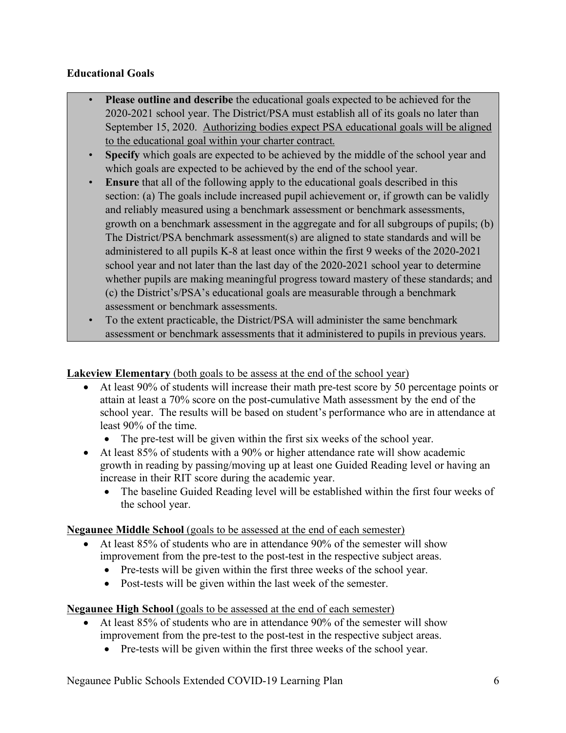**Educational Goals**

- **Please outline and describe** the educational goals expected to be achieved for the 2020-2021 school year. The District/PSA must establish all of its goals no later than September 15, 2020. <u>Authorizing bodies expect PSA educational goals will be aligned to the educational goal within your charter contract.</u>
- **Specify** which goals are expected to be achieved by the middle of the school year and which goals are expected to be achieved by the end of the school year.
- **Ensure** that all of the following apply to the educational goals described in this section: (a) The goals include increased pupil achievement or, if growth can be validly and reliably measured using a benchmark assessment or benchmark assessments, growth on a benchmark assessment in the aggregate and for all subgroups of pupils; (b) The District/PSA benchmark assessment(s) are aligned to state standards and will be administered to all pupils K-8 at least once within the first 9 weeks of the 2020-2021 school year and not later than the last day of the 2020-2021 school year to determine whether pupils are making meaningful progress toward mastery of these standards; and (c) the District's/PSA's educational goals are measurable through a benchmark assessment or benchmark assessments.
- To the extent practicable, the District/PSA will administer the same benchmark assessment or benchmark assessments that it administered to pupils in previous years.

**<u>Lakeview Elementary</u>** <u>(both goals to be assess at the end of the school year)</u>

- At least 90% of students will increase their math pre-test score by 50 percentage points or attain at least a 70% score on the post-cumulative Math assessment by the end of the school year. The results will be based on student's performance who are in attendance at least 90% of the time.
  - The pre-test will be given within the first six weeks of the school year.
- At least 85% of students with a 90% or higher attendance rate will show academic growth in reading by passing/moving up at least one Guided Reading level or having an increase in their RIT score during the academic year.
  - The baseline Guided Reading level will be established within the first four weeks of the school year.

**<u>Negaunee Middle School</u>** <u>(goals to be assessed at the end of each semester)</u>

- At least 85% of students who are in attendance 90% of the semester will show improvement from the pre-test to the post-test in the respective subject areas.
  - Pre-tests will be given within the first three weeks of the school year.
  - Post-tests will be given within the last week of the semester.

**<u>Negaunee High School</u>** <u>(goals to be assessed at the end of each semester)</u>

- At least 85% of students who are in attendance 90% of the semester will show improvement from the pre-test to the post-test in the respective subject areas.
  - Pre-tests will be given within the first three weeks of the school year.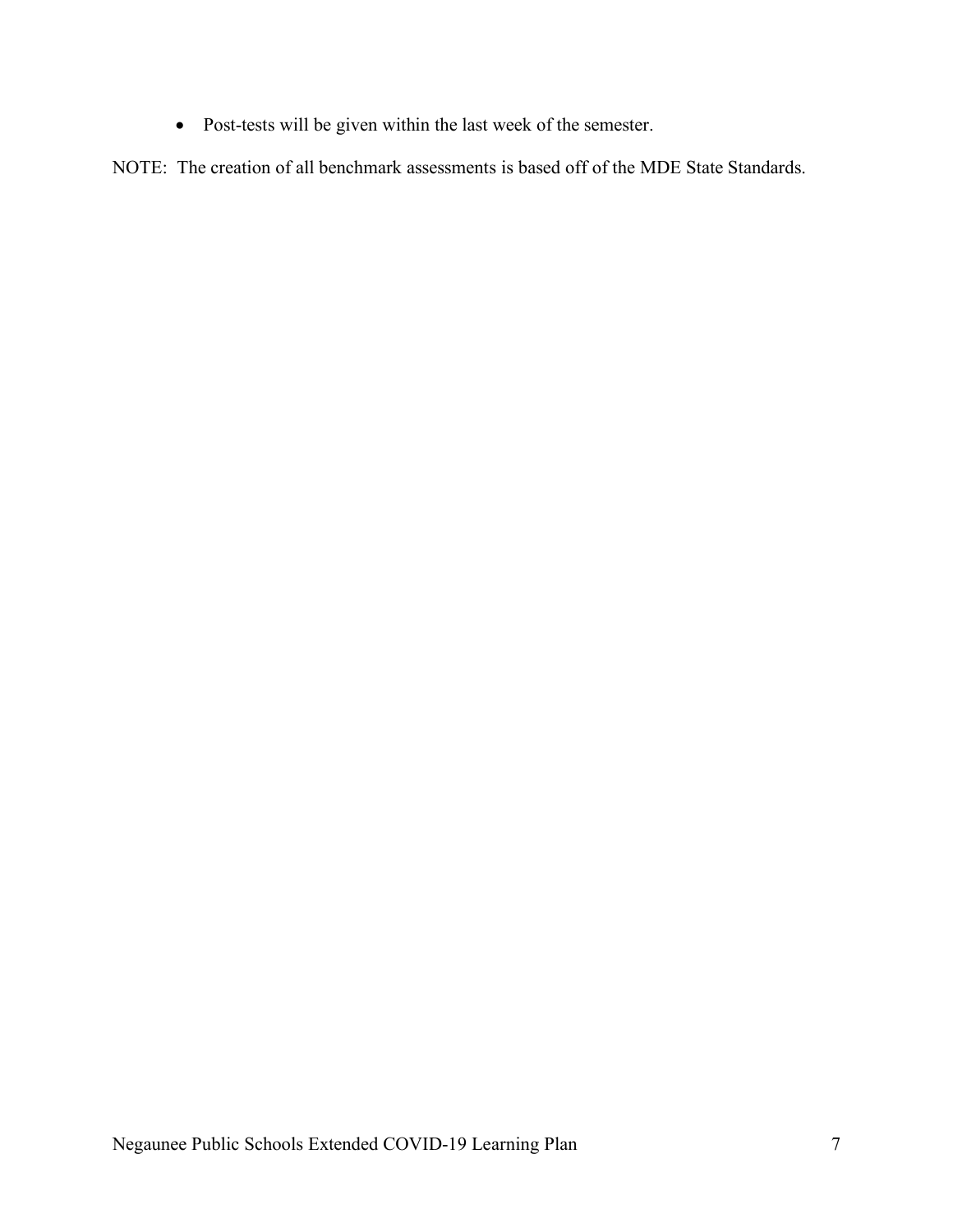- Post-tests will be given within the last week of the semester.

NOTE: The creation of all benchmark assessments is based off of the MDE State Standards.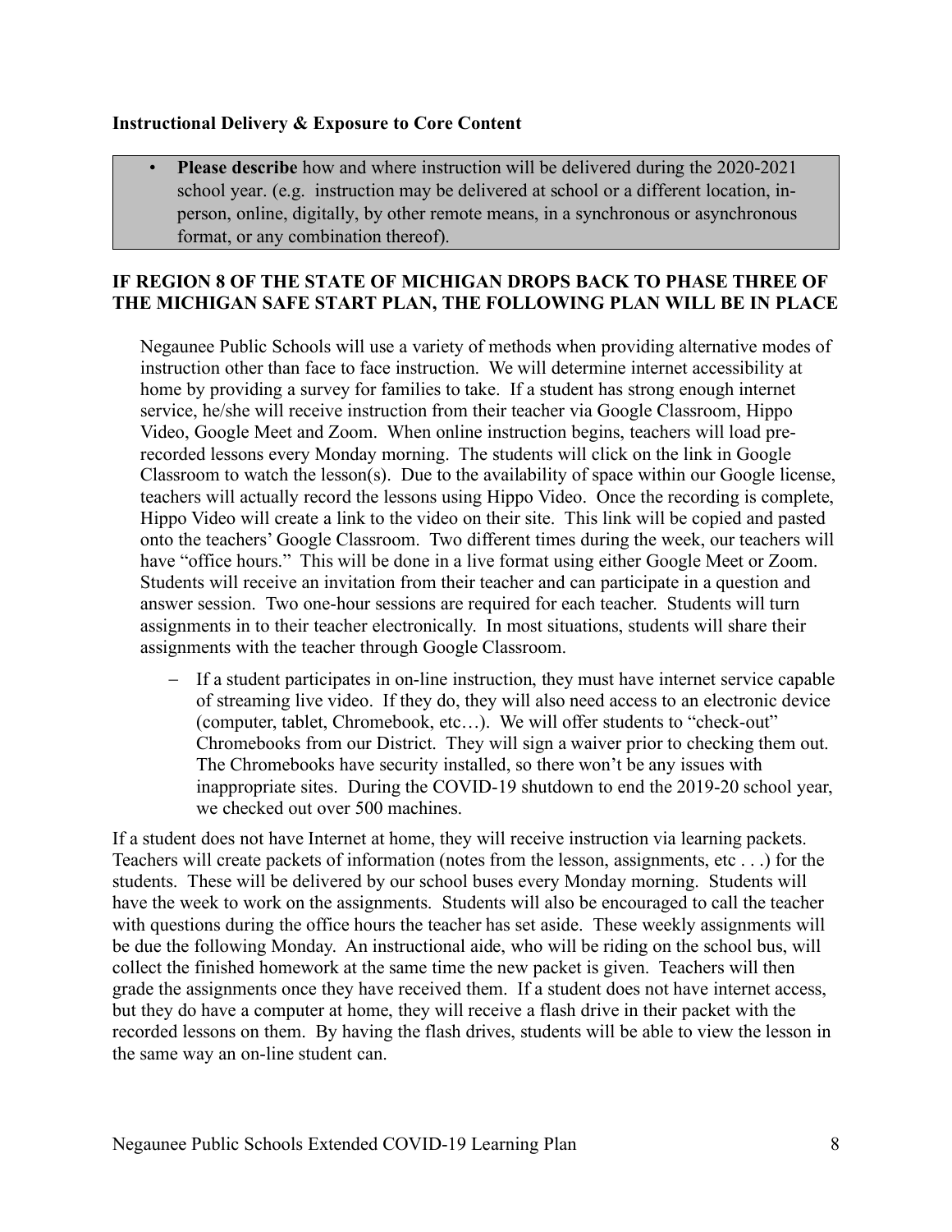**Instructional Delivery & Exposure to Core Content**

- **Please describe** how and where instruction will be delivered during the 2020-2021 school year. (e.g. instruction may be delivered at school or a different location, in-person, online, digitally, by other remote means, in a synchronous or asynchronous format, or any combination thereof).

**IF REGION 8 OF THE STATE OF MICHIGAN DROPS BACK TO PHASE THREE OF THE MICHIGAN SAFE START PLAN, THE FOLLOWING PLAN WILL BE IN PLACE**

Negaunee Public Schools will use a variety of methods when providing alternative modes of instruction other than face to face instruction. We will determine internet accessibility at home by providing a survey for families to take. If a student has strong enough internet service, he/she will receive instruction from their teacher via Google Classroom, Hippo Video, Google Meet and Zoom. When online instruction begins, teachers will load pre-recorded lessons every Monday morning. The students will click on the link in Google Classroom to watch the lesson(s). Due to the availability of space within our Google license, teachers will actually record the lessons using Hippo Video. Once the recording is complete, Hippo Video will create a link to the video on their site. This link will be copied and pasted onto the teachers' Google Classroom. Two different times during the week, our teachers will have "office hours." This will be done in a live format using either Google Meet or Zoom. Students will receive an invitation from their teacher and can participate in a question and answer session. Two one-hour sessions are required for each teacher. Students will turn assignments in to their teacher electronically. In most situations, students will share their assignments with the teacher through Google Classroom.

- If a student participates in on-line instruction, they must have internet service capable of streaming live video. If they do, they will also need access to an electronic device (computer, tablet, Chromebook, etc…). We will offer students to "check-out" Chromebooks from our District. They will sign a waiver prior to checking them out. The Chromebooks have security installed, so there won't be any issues with inappropriate sites. During the COVID-19 shutdown to end the 2019-20 school year, we checked out over 500 machines.

If a student does not have Internet at home, they will receive instruction via learning packets. Teachers will create packets of information (notes from the lesson, assignments, etc . . .) for the students. These will be delivered by our school buses every Monday morning. Students will have the week to work on the assignments. Students will also be encouraged to call the teacher with questions during the office hours the teacher has set aside. These weekly assignments will be due the following Monday. An instructional aide, who will be riding on the school bus, will collect the finished homework at the same time the new packet is given. Teachers will then grade the assignments once they have received them. If a student does not have internet access, but they do have a computer at home, they will receive a flash drive in their packet with the recorded lessons on them. By having the flash drives, students will be able to view the lesson in the same way an on-line student can.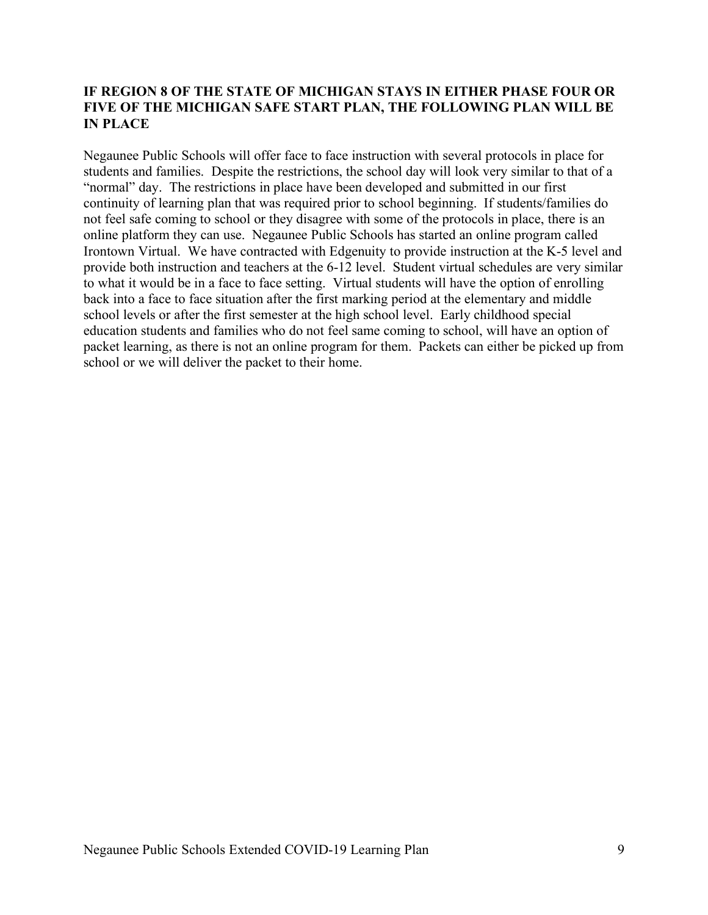**IF REGION 8 OF THE STATE OF MICHIGAN STAYS IN EITHER PHASE FOUR OR FIVE OF THE MICHIGAN SAFE START PLAN, THE FOLLOWING PLAN WILL BE IN PLACE**

Negaunee Public Schools will offer face to face instruction with several protocols in place for students and families. Despite the restrictions, the school day will look very similar to that of a "normal" day. The restrictions in place have been developed and submitted in our first continuity of learning plan that was required prior to school beginning. If students/families do not feel safe coming to school or they disagree with some of the protocols in place, there is an online platform they can use. Negaunee Public Schools has started an online program called Irontown Virtual. We have contracted with Edgenuity to provide instruction at the K-5 level and provide both instruction and teachers at the 6-12 level. Student virtual schedules are very similar to what it would be in a face to face setting. Virtual students will have the option of enrolling back into a face to face situation after the first marking period at the elementary and middle school levels or after the first semester at the high school level. Early childhood special education students and families who do not feel same coming to school, will have an option of packet learning, as there is not an online program for them. Packets can either be picked up from school or we will deliver the packet to their home.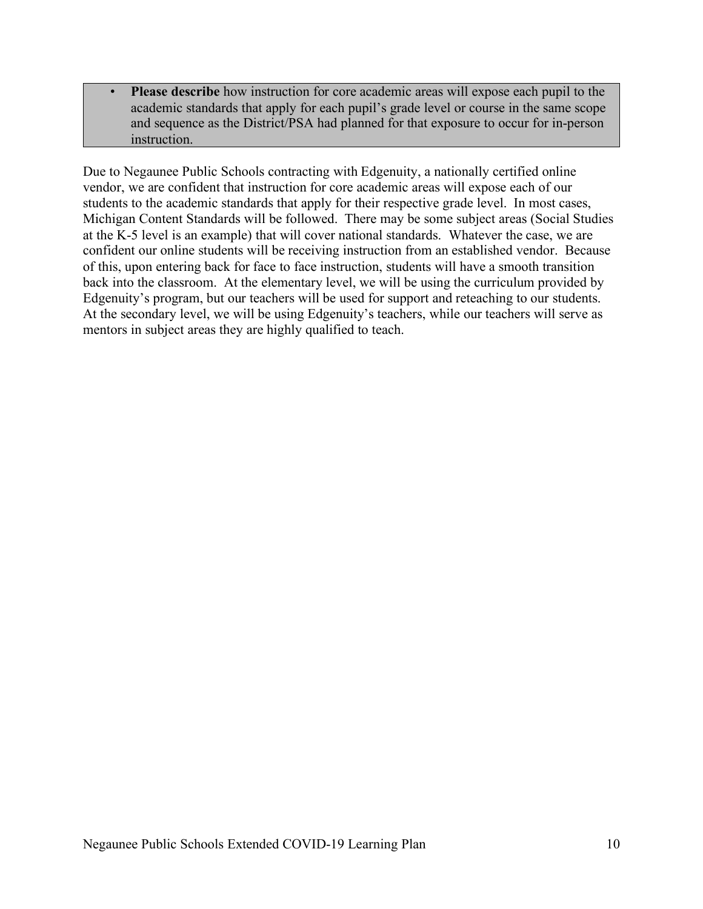- **Please describe** how instruction for core academic areas will expose each pupil to the academic standards that apply for each pupil's grade level or course in the same scope and sequence as the District/PSA had planned for that exposure to occur for in-person instruction.

Due to Negaunee Public Schools contracting with Edgenuity, a nationally certified online vendor, we are confident that instruction for core academic areas will expose each of our students to the academic standards that apply for their respective grade level. In most cases, Michigan Content Standards will be followed. There may be some subject areas (Social Studies at the K-5 level is an example) that will cover national standards. Whatever the case, we are confident our online students will be receiving instruction from an established vendor. Because of this, upon entering back for face to face instruction, students will have a smooth transition back into the classroom. At the elementary level, we will be using the curriculum provided by Edgenuity's program, but our teachers will be used for support and reteaching to our students. At the secondary level, we will be using Edgenuity's teachers, while our teachers will serve as mentors in subject areas they are highly qualified to teach.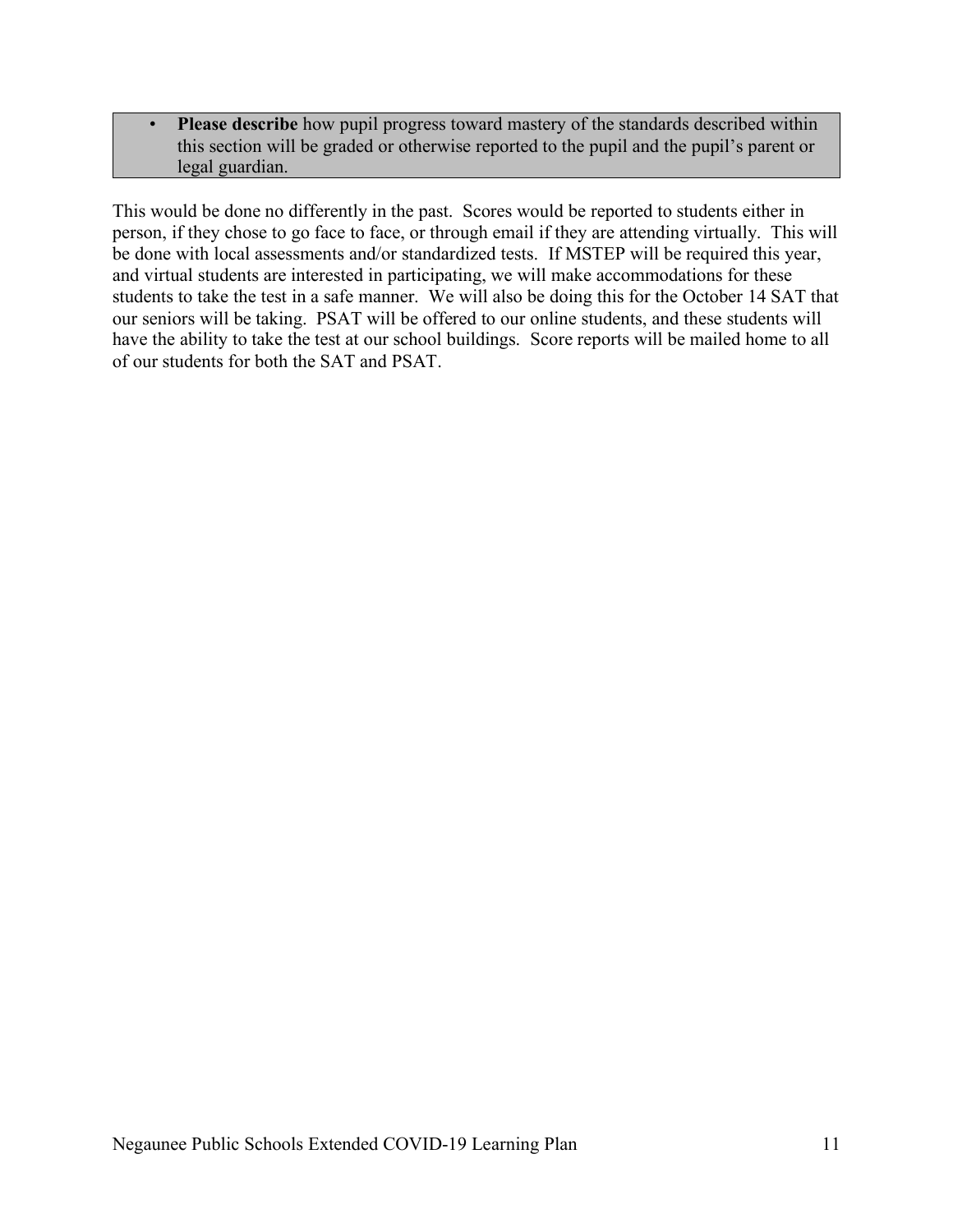- **Please describe** how pupil progress toward mastery of the standards described within this section will be graded or otherwise reported to the pupil and the pupil's parent or legal guardian.

This would be done no differently in the past. Scores would be reported to students either in person, if they chose to go face to face, or through email if they are attending virtually. This will be done with local assessments and/or standardized tests. If MSTEP will be required this year, and virtual students are interested in participating, we will make accommodations for these students to take the test in a safe manner. We will also be doing this for the October 14 SAT that our seniors will be taking. PSAT will be offered to our online students, and these students will have the ability to take the test at our school buildings. Score reports will be mailed home to all of our students for both the SAT and PSAT.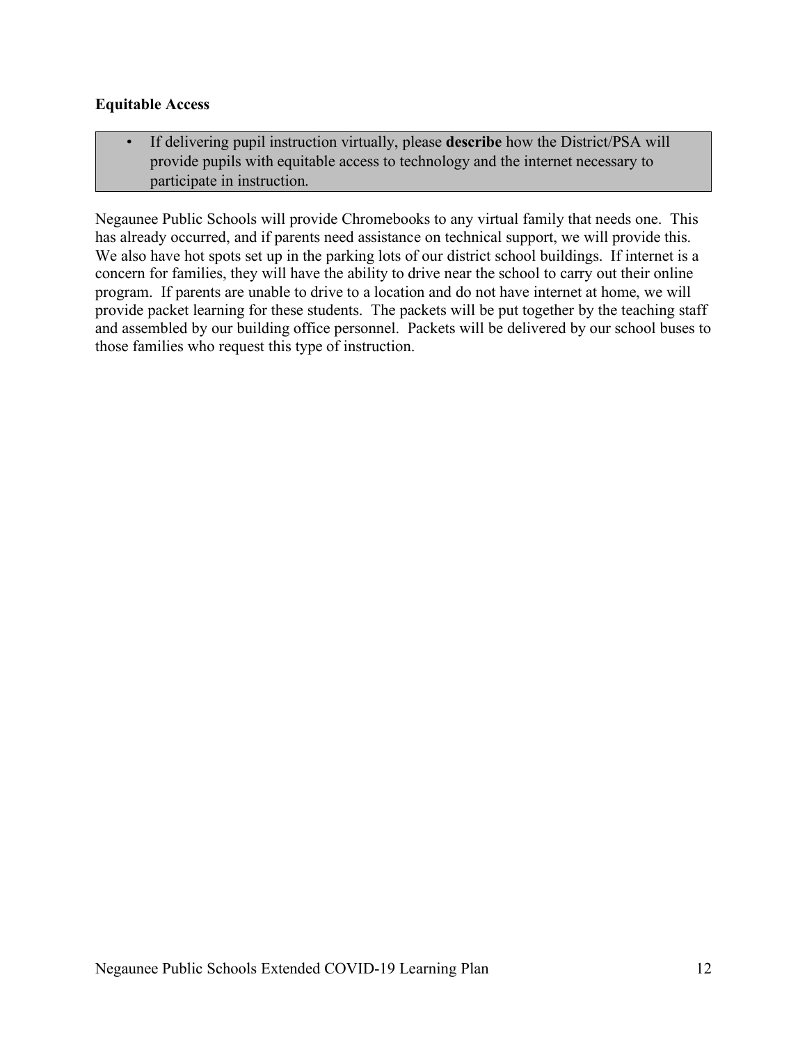**Equitable Access**

- If delivering pupil instruction virtually, please **describe** how the District/PSA will provide pupils with equitable access to technology and the internet necessary to participate in instruction.

Negaunee Public Schools will provide Chromebooks to any virtual family that needs one. This has already occurred, and if parents need assistance on technical support, we will provide this. We also have hot spots set up in the parking lots of our district school buildings. If internet is a concern for families, they will have the ability to drive near the school to carry out their online program. If parents are unable to drive to a location and do not have internet at home, we will provide packet learning for these students. The packets will be put together by the teaching staff and assembled by our building office personnel. Packets will be delivered by our school buses to those families who request this type of instruction.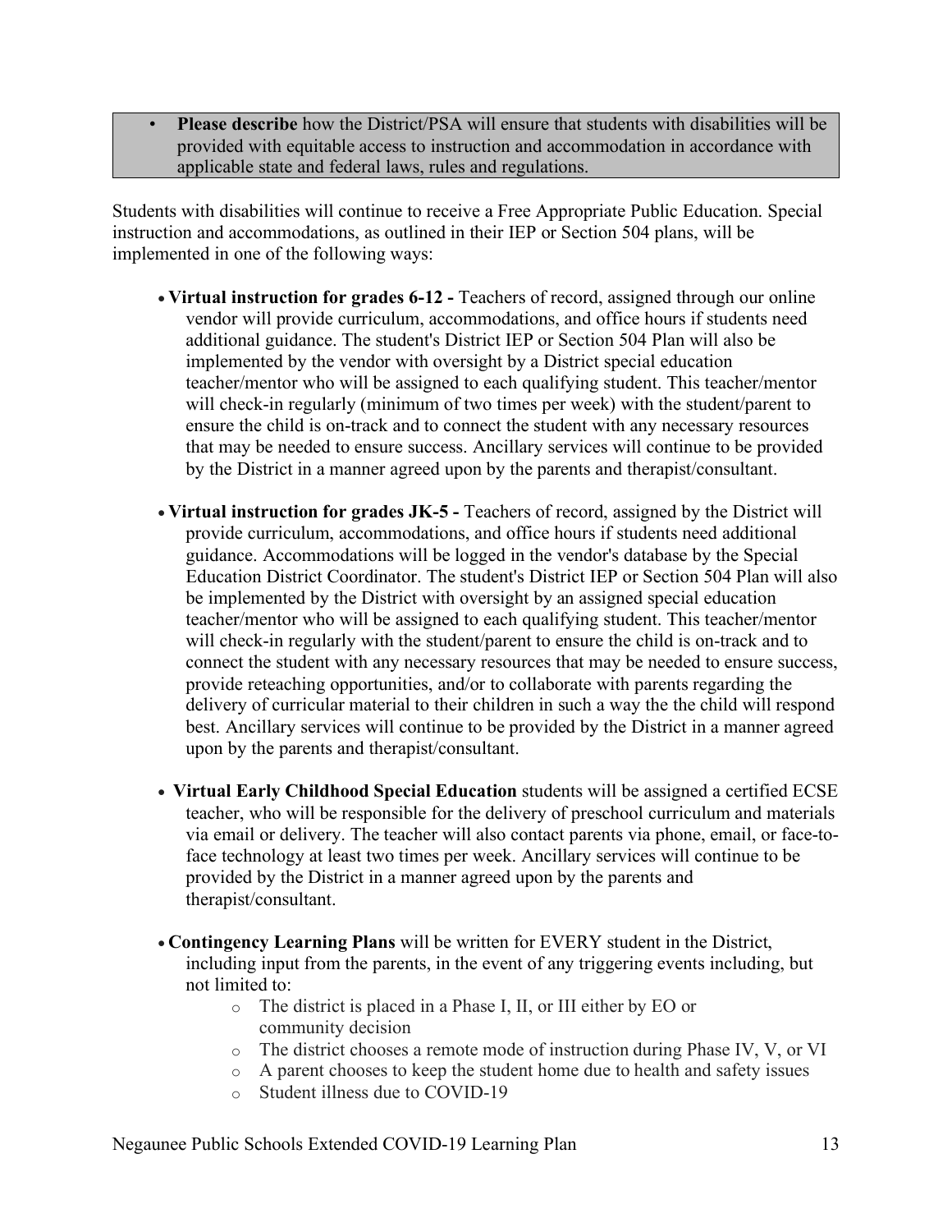- **Please describe** how the District/PSA will ensure that students with disabilities will be provided with equitable access to instruction and accommodation in accordance with applicable state and federal laws, rules and regulations.

Students with disabilities will continue to receive a Free Appropriate Public Education. Special instruction and accommodations, as outlined in their IEP or Section 504 plans, will be implemented in one of the following ways:

- **Virtual instruction for grades 6-12 -** Teachers of record, assigned through our online vendor will provide curriculum, accommodations, and office hours if students need additional guidance. The student's District IEP or Section 504 Plan will also be implemented by the vendor with oversight by a District special education teacher/mentor who will be assigned to each qualifying student. This teacher/mentor will check-in regularly (minimum of two times per week) with the student/parent to ensure the child is on-track and to connect the student with any necessary resources that may be needed to ensure success. Ancillary services will continue to be provided by the District in a manner agreed upon by the parents and therapist/consultant.

- **Virtual instruction for grades JK-5 -** Teachers of record, assigned by the District will provide curriculum, accommodations, and office hours if students need additional guidance. Accommodations will be logged in the vendor's database by the Special Education District Coordinator. The student's District IEP or Section 504 Plan will also be implemented by the District with oversight by an assigned special education teacher/mentor who will be assigned to each qualifying student. This teacher/mentor will check-in regularly with the student/parent to ensure the child is on-track and to connect the student with any necessary resources that may be needed to ensure success, provide reteaching opportunities, and/or to collaborate with parents regarding the delivery of curricular material to their children in such a way the the child will respond best. Ancillary services will continue to be provided by the District in a manner agreed upon by the parents and therapist/consultant.

- **Virtual Early Childhood Special Education** students will be assigned a certified ECSE teacher, who will be responsible for the delivery of preschool curriculum and materials via email or delivery. The teacher will also contact parents via phone, email, or face-to-face technology at least two times per week. Ancillary services will continue to be provided by the District in a manner agreed upon by the parents and therapist/consultant.

- **Contingency Learning Plans** will be written for EVERY student in the District, including input from the parents, in the event of any triggering events including, but not limited to:
  - The district is placed in a Phase I, II, or III either by EO or community decision
  - The district chooses a remote mode of instruction during Phase IV, V, or VI
  - A parent chooses to keep the student home due to health and safety issues
  - Student illness due to COVID-19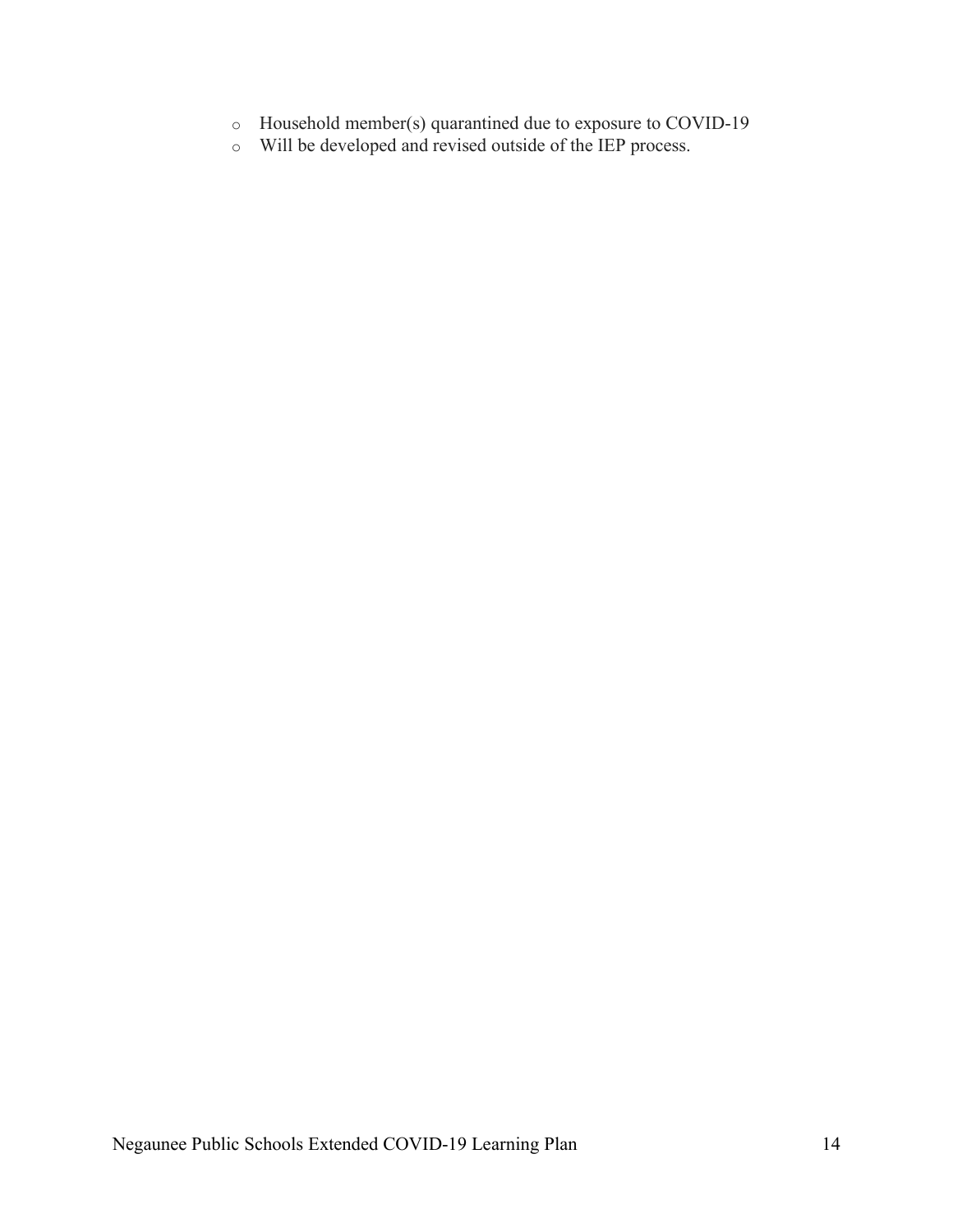- Household member(s) quarantined due to exposure to COVID-19
- Will be developed and revised outside of the IEP process.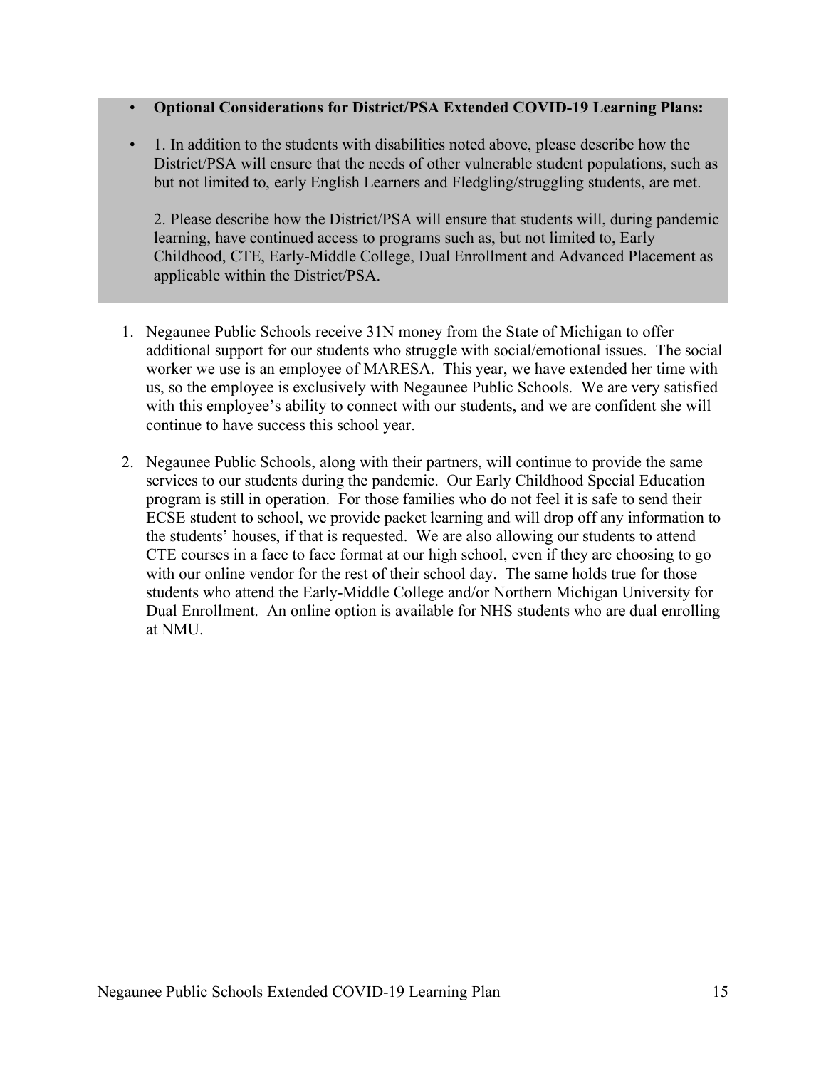- **Optional Considerations for District/PSA Extended COVID-19 Learning Plans:**
- 1. In addition to the students with disabilities noted above, please describe how the District/PSA will ensure that the needs of other vulnerable student populations, such as but not limited to, early English Learners and Fledgling/struggling students, are met.

  2. Please describe how the District/PSA will ensure that students will, during pandemic learning, have continued access to programs such as, but not limited to, Early Childhood, CTE, Early-Middle College, Dual Enrollment and Advanced Placement as applicable within the District/PSA.

1. Negaunee Public Schools receive 31N money from the State of Michigan to offer additional support for our students who struggle with social/emotional issues. The social worker we use is an employee of MARESA. This year, we have extended her time with us, so the employee is exclusively with Negaunee Public Schools. We are very satisfied with this employee's ability to connect with our students, and we are confident she will continue to have success this school year.

2. Negaunee Public Schools, along with their partners, will continue to provide the same services to our students during the pandemic. Our Early Childhood Special Education program is still in operation. For those families who do not feel it is safe to send their ECSE student to school, we provide packet learning and will drop off any information to the students' houses, if that is requested. We are also allowing our students to attend CTE courses in a face to face format at our high school, even if they are choosing to go with our online vendor for the rest of their school day. The same holds true for those students who attend the Early-Middle College and/or Northern Michigan University for Dual Enrollment. An online option is available for NHS students who are dual enrolling at NMU.